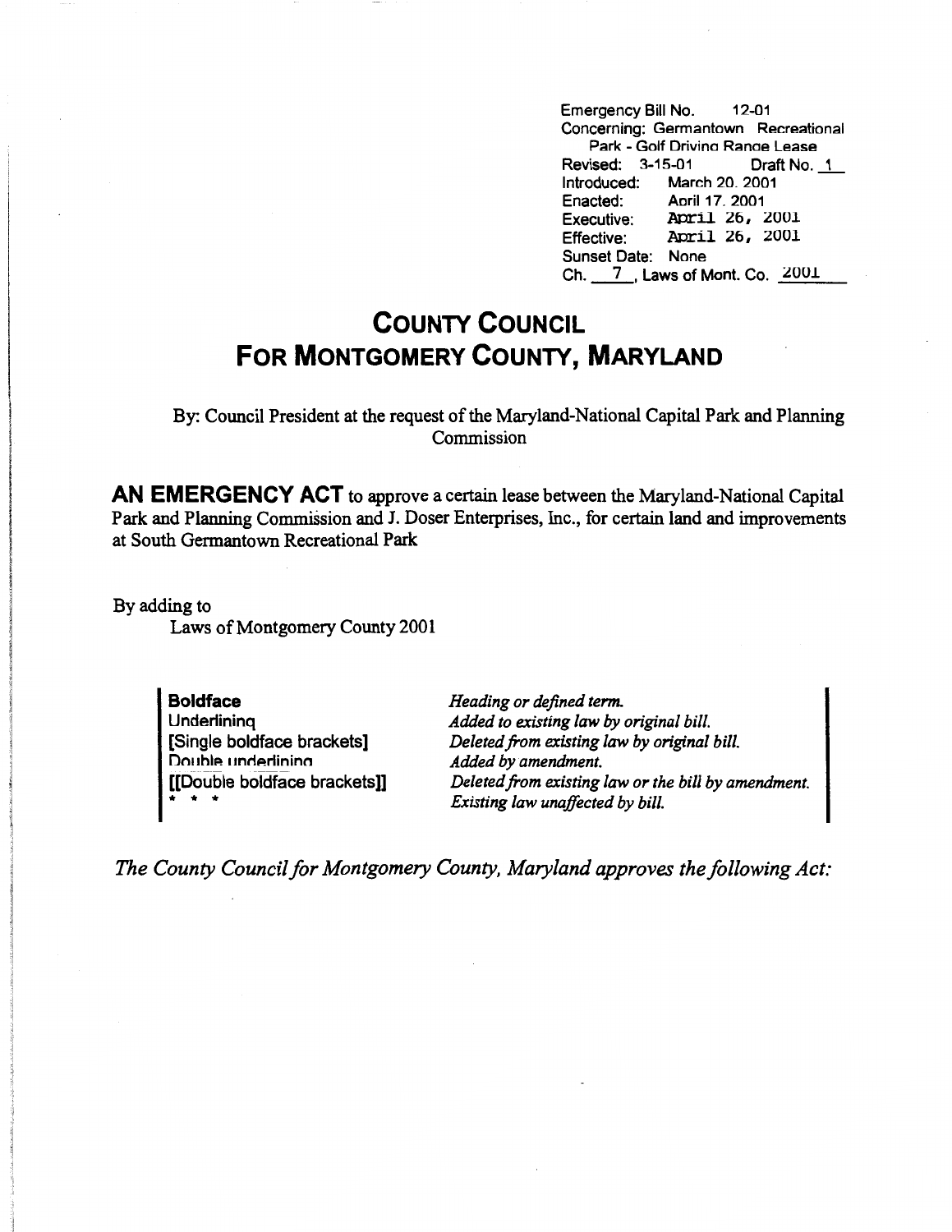Emergency Bill No. 12-01
Concerning: Germantown Recreational Park - Golf Driving Range Lease
Revised: 3-15-01 Draft No. 1
Introduced: March 20, 2001
Enacted: April 17, 2001
Executive: April 26, 2001
Effective: April 26, 2001
Sunset Date: None
Ch. 7, Laws of Mont. Co. 2001

# COUNTY COUNCIL FOR MONTGOMERY COUNTY, MARYLAND

By: Council President at the request of the Maryland-National Capital Park and Planning Commission

**AN EMERGENCY ACT** to approve a certain lease between the Maryland-National Capital Park and Planning Commission and J. Doser Enterprises, Inc., for certain land and improvements at South Germantown Recreational Park

By adding to
Laws of Montgomery County 2001

| | |
|---|---|
| **Boldface** | *Heading or defined term.* |
| Underlining | *Added to existing law by original bill.* |
| [Single boldface brackets] | *Deleted from existing law by original bill.* |
| Double underlining | *Added by amendment.* |
| [[Double boldface brackets]] | *Deleted from existing law or the bill by amendment.* |
| * * * | *Existing law unaffected by bill.* |

*The County Council for Montgomery County, Maryland approves the following Act:*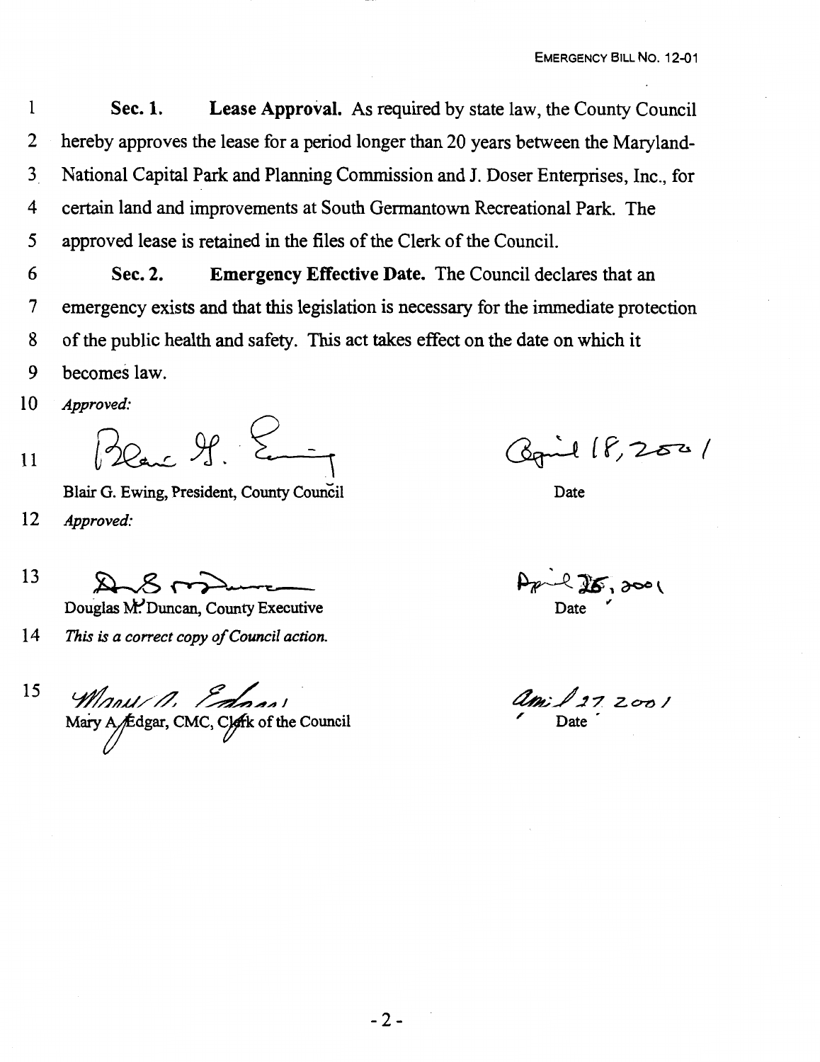1 **Sec. 1. Lease Approval.** As required by state law, the County Council
2 hereby approves the lease for a period longer than 20 years between the Maryland-
3 National Capital Park and Planning Commission and J. Doser Enterprises, Inc., for
4 certain land and improvements at South Germantown Recreational Park. The
5 approved lease is retained in the files of the Clerk of the Council.

6 **Sec. 2. Emergency Effective Date.** The Council declares that an
7 emergency exists and that this legislation is necessary for the immediate protection
8 of the public health and safety. This act takes effect on the date on which it
9 becomes law.

10 *Approved:*

11 Blair G. Ewing, President, County Council — April 18, 2001 (Date)

12 *Approved:*

13 Douglas M. Duncan, County Executive — April 25, 2001 (Date)

14 *This is a correct copy of Council action.*

15 Mary A. Edgar, CMC, Clerk of the Council — April 27 2001 (Date)